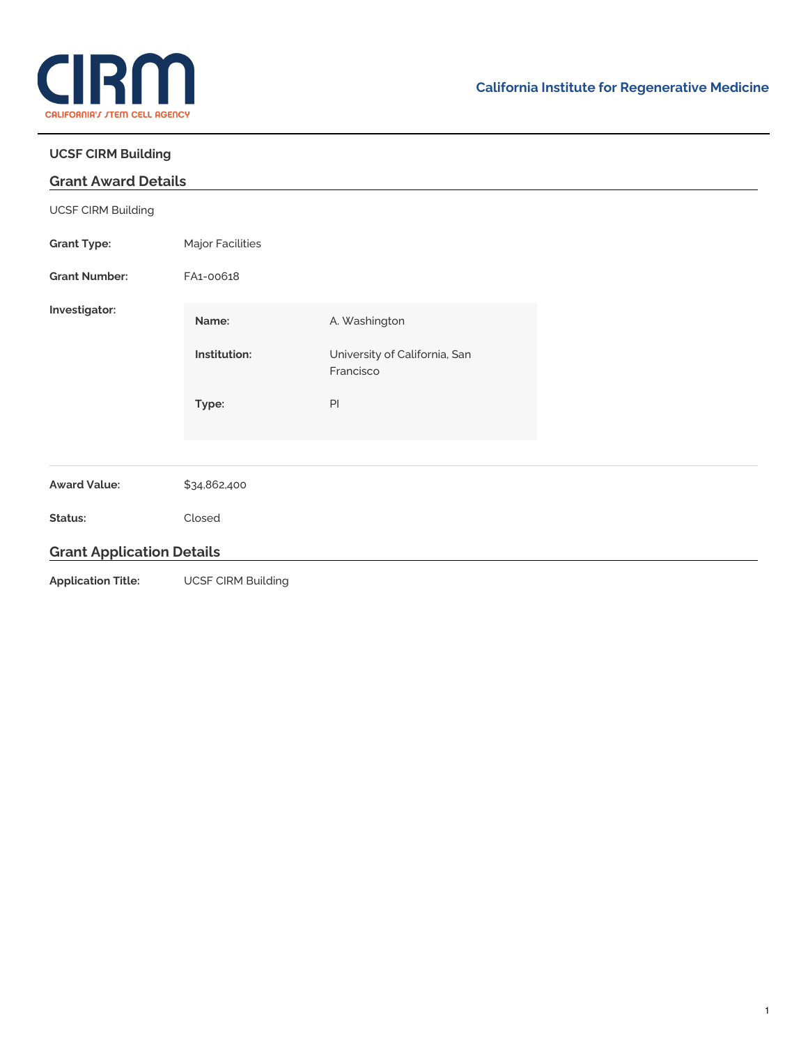California Institute for Regenerative Medicine

# UCSF CIRM Building

## Grant Award Details

UCSF CIRM Building

**Grant Type:** Major Facilities

**Grant Number:** FA1-00618

**Investigator:**

| | |
|---|---|
| **Name:** | A. Washington |
| **Institution:** | University of California, San Francisco |
| **Type:** | PI |

**Award Value:** $34,862,400

**Status:** Closed

## Grant Application Details

**Application Title:** UCSF CIRM Building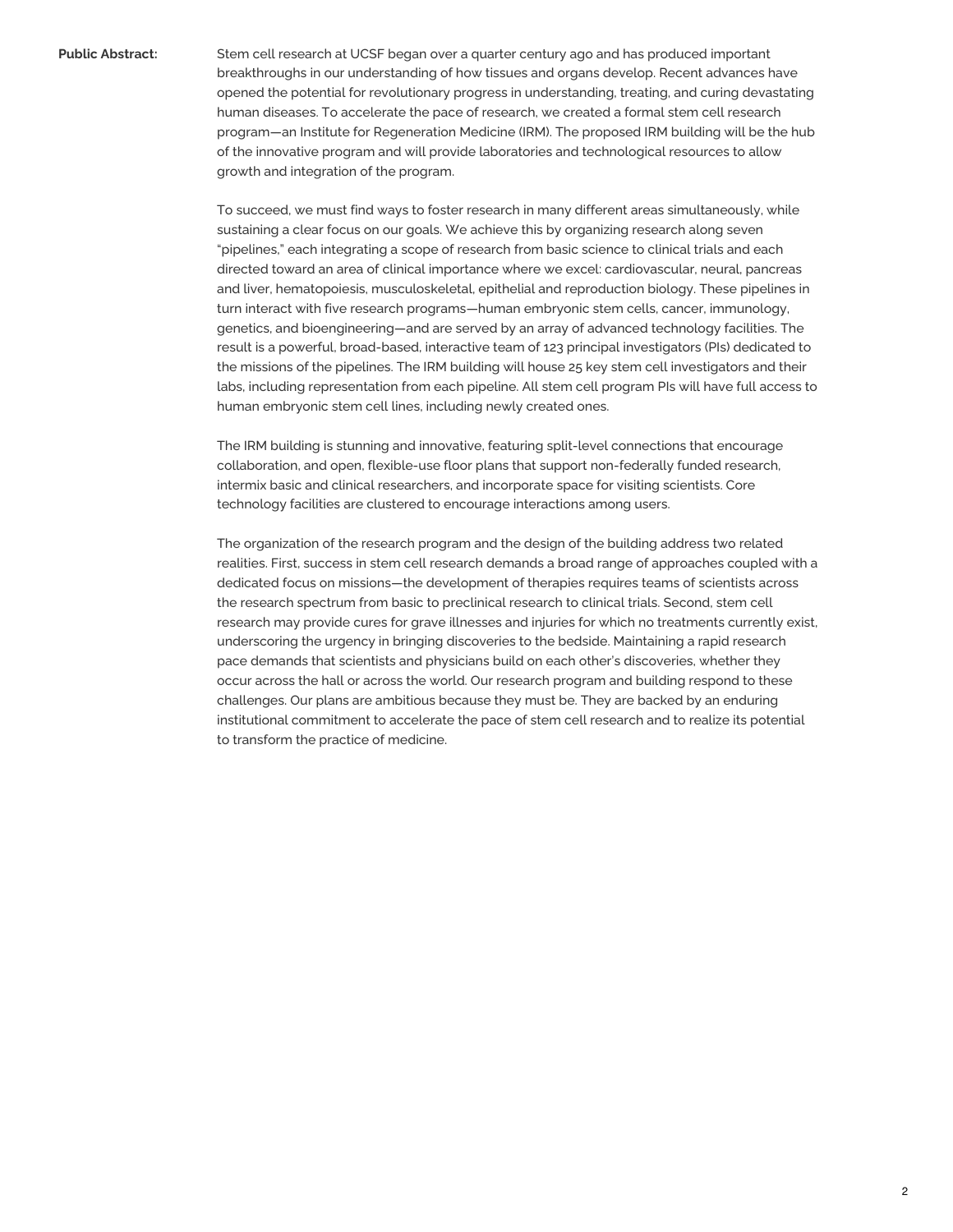**Public Abstract:**

Stem cell research at UCSF began over a quarter century ago and has produced important breakthroughs in our understanding of how tissues and organs develop. Recent advances have opened the potential for revolutionary progress in understanding, treating, and curing devastating human diseases. To accelerate the pace of research, we created a formal stem cell research program—an Institute for Regeneration Medicine (IRM). The proposed IRM building will be the hub of the innovative program and will provide laboratories and technological resources to allow growth and integration of the program.

To succeed, we must find ways to foster research in many different areas simultaneously, while sustaining a clear focus on our goals. We achieve this by organizing research along seven "pipelines," each integrating a scope of research from basic science to clinical trials and each directed toward an area of clinical importance where we excel: cardiovascular, neural, pancreas and liver, hematopoiesis, musculoskeletal, epithelial and reproduction biology. These pipelines in turn interact with five research programs—human embryonic stem cells, cancer, immunology, genetics, and bioengineering—and are served by an array of advanced technology facilities. The result is a powerful, broad-based, interactive team of 123 principal investigators (PIs) dedicated to the missions of the pipelines. The IRM building will house 25 key stem cell investigators and their labs, including representation from each pipeline. All stem cell program PIs will have full access to human embryonic stem cell lines, including newly created ones.

The IRM building is stunning and innovative, featuring split-level connections that encourage collaboration, and open, flexible-use floor plans that support non-federally funded research, intermix basic and clinical researchers, and incorporate space for visiting scientists. Core technology facilities are clustered to encourage interactions among users.

The organization of the research program and the design of the building address two related realities. First, success in stem cell research demands a broad range of approaches coupled with a dedicated focus on missions—the development of therapies requires teams of scientists across the research spectrum from basic to preclinical research to clinical trials. Second, stem cell research may provide cures for grave illnesses and injuries for which no treatments currently exist, underscoring the urgency in bringing discoveries to the bedside. Maintaining a rapid research pace demands that scientists and physicians build on each other's discoveries, whether they occur across the hall or across the world. Our research program and building respond to these challenges. Our plans are ambitious because they must be. They are backed by an enduring institutional commitment to accelerate the pace of stem cell research and to realize its potential to transform the practice of medicine.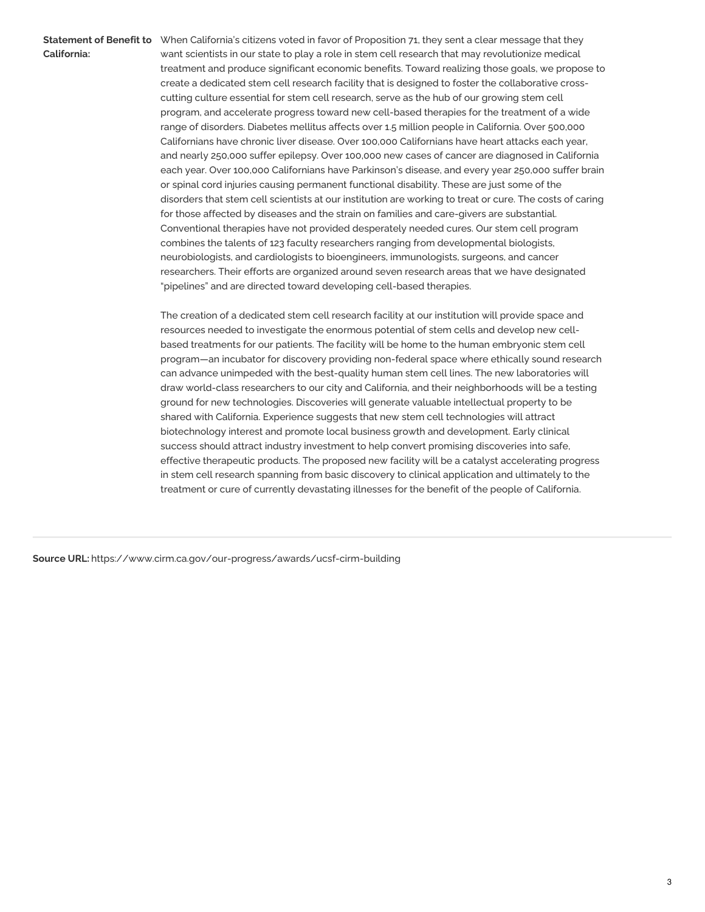**Statement of Benefit to California:**

When California's citizens voted in favor of Proposition 71, they sent a clear message that they want scientists in our state to play a role in stem cell research that may revolutionize medical treatment and produce significant economic benefits. Toward realizing those goals, we propose to create a dedicated stem cell research facility that is designed to foster the collaborative cross-cutting culture essential for stem cell research, serve as the hub of our growing stem cell program, and accelerate progress toward new cell-based therapies for the treatment of a wide range of disorders. Diabetes mellitus affects over 1.5 million people in California. Over 500,000 Californians have chronic liver disease. Over 100,000 Californians have heart attacks each year, and nearly 250,000 suffer epilepsy. Over 100,000 new cases of cancer are diagnosed in California each year. Over 100,000 Californians have Parkinson's disease, and every year 250,000 suffer brain or spinal cord injuries causing permanent functional disability. These are just some of the disorders that stem cell scientists at our institution are working to treat or cure. The costs of caring for those affected by diseases and the strain on families and care-givers are substantial. Conventional therapies have not provided desperately needed cures. Our stem cell program combines the talents of 123 faculty researchers ranging from developmental biologists, neurobiologists, and cardiologists to bioengineers, immunologists, surgeons, and cancer researchers. Their efforts are organized around seven research areas that we have designated "pipelines" and are directed toward developing cell-based therapies.

The creation of a dedicated stem cell research facility at our institution will provide space and resources needed to investigate the enormous potential of stem cells and develop new cell-based treatments for our patients. The facility will be home to the human embryonic stem cell program—an incubator for discovery providing non-federal space where ethically sound research can advance unimpeded with the best-quality human stem cell lines. The new laboratories will draw world-class researchers to our city and California, and their neighborhoods will be a testing ground for new technologies. Discoveries will generate valuable intellectual property to be shared with California. Experience suggests that new stem cell technologies will attract biotechnology interest and promote local business growth and development. Early clinical success should attract industry investment to help convert promising discoveries into safe, effective therapeutic products. The proposed new facility will be a catalyst accelerating progress in stem cell research spanning from basic discovery to clinical application and ultimately to the treatment or cure of currently devastating illnesses for the benefit of the people of California.

---

**Source URL:** https://www.cirm.ca.gov/our-progress/awards/ucsf-cirm-building